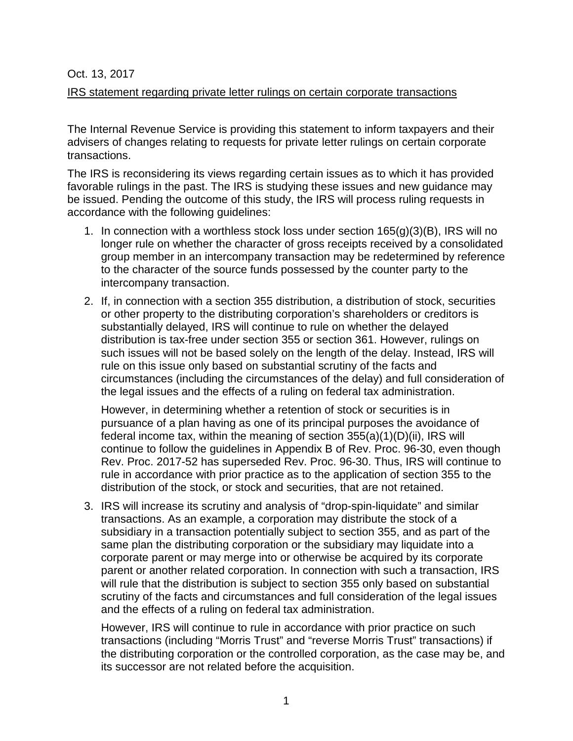Oct. 13, 2017

IRS statement regarding private letter rulings on certain corporate transactions

The Internal Revenue Service is providing this statement to inform taxpayers and their advisers of changes relating to requests for private letter rulings on certain corporate transactions.

The IRS is reconsidering its views regarding certain issues as to which it has provided favorable rulings in the past. The IRS is studying these issues and new guidance may be issued. Pending the outcome of this study, the IRS will process ruling requests in accordance with the following guidelines:

1. In connection with a worthless stock loss under section 165(g)(3)(B), IRS will no longer rule on whether the character of gross receipts received by a consolidated group member in an intercompany transaction may be redetermined by reference to the character of the source funds possessed by the counter party to the intercompany transaction.

2. If, in connection with a section 355 distribution, a distribution of stock, securities or other property to the distributing corporation's shareholders or creditors is substantially delayed, IRS will continue to rule on whether the delayed distribution is tax-free under section 355 or section 361. However, rulings on such issues will not be based solely on the length of the delay. Instead, IRS will rule on this issue only based on substantial scrutiny of the facts and circumstances (including the circumstances of the delay) and full consideration of the legal issues and the effects of a ruling on federal tax administration.

   However, in determining whether a retention of stock or securities is in pursuance of a plan having as one of its principal purposes the avoidance of federal income tax, within the meaning of section 355(a)(1)(D)(ii), IRS will continue to follow the guidelines in Appendix B of Rev. Proc. 96-30, even though Rev. Proc. 2017-52 has superseded Rev. Proc. 96-30. Thus, IRS will continue to rule in accordance with prior practice as to the application of section 355 to the distribution of the stock, or stock and securities, that are not retained.

3. IRS will increase its scrutiny and analysis of "drop-spin-liquidate" and similar transactions. As an example, a corporation may distribute the stock of a subsidiary in a transaction potentially subject to section 355, and as part of the same plan the distributing corporation or the subsidiary may liquidate into a corporate parent or may merge into or otherwise be acquired by its corporate parent or another related corporation. In connection with such a transaction, IRS will rule that the distribution is subject to section 355 only based on substantial scrutiny of the facts and circumstances and full consideration of the legal issues and the effects of a ruling on federal tax administration.

   However, IRS will continue to rule in accordance with prior practice on such transactions (including "Morris Trust" and "reverse Morris Trust" transactions) if the distributing corporation or the controlled corporation, as the case may be, and its successor are not related before the acquisition.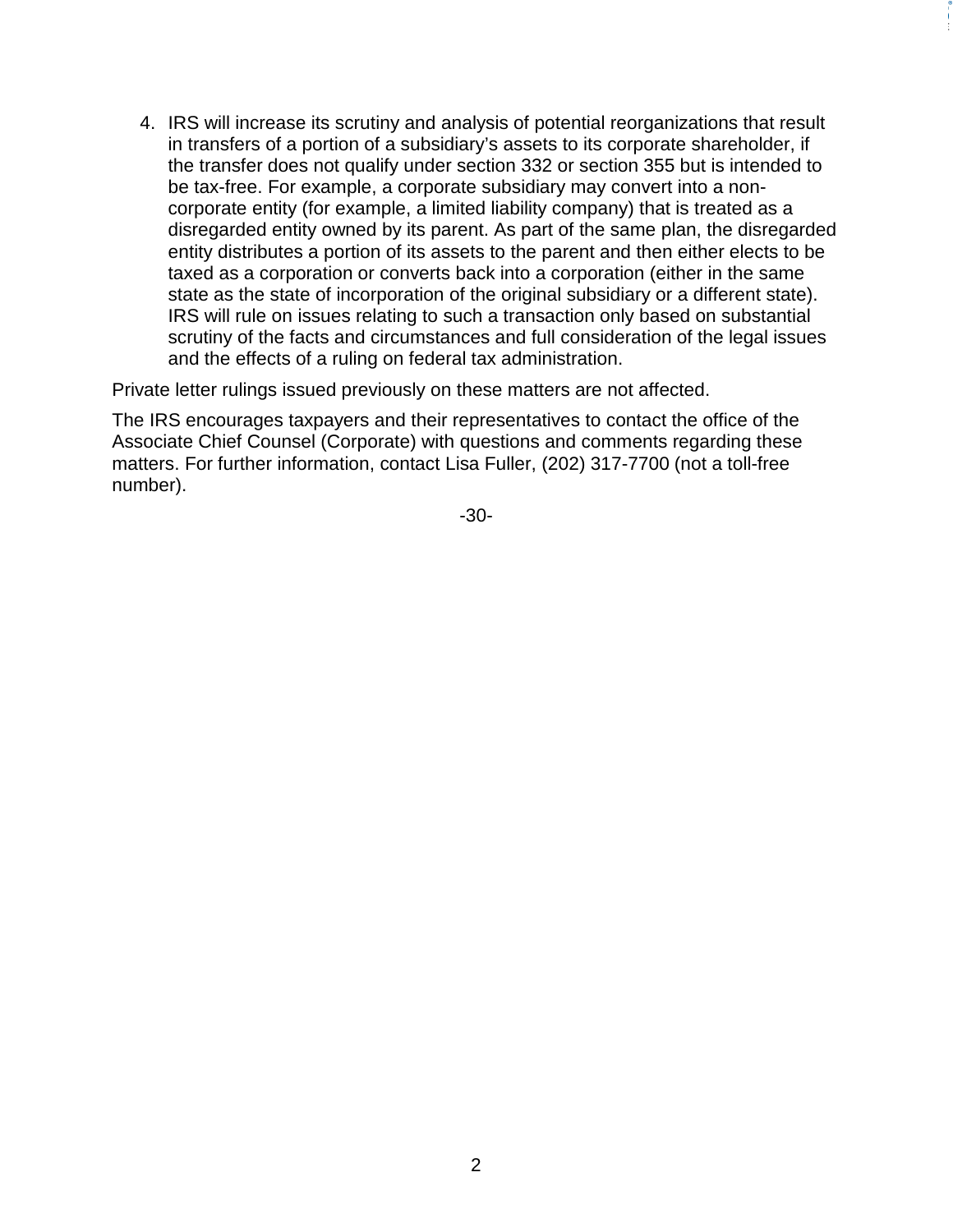4. IRS will increase its scrutiny and analysis of potential reorganizations that result in transfers of a portion of a subsidiary's assets to its corporate shareholder, if the transfer does not qualify under section 332 or section 355 but is intended to be tax-free. For example, a corporate subsidiary may convert into a non-corporate entity (for example, a limited liability company) that is treated as a disregarded entity owned by its parent. As part of the same plan, the disregarded entity distributes a portion of its assets to the parent and then either elects to be taxed as a corporation or converts back into a corporation (either in the same state as the state of incorporation of the original subsidiary or a different state). IRS will rule on issues relating to such a transaction only based on substantial scrutiny of the facts and circumstances and full consideration of the legal issues and the effects of a ruling on federal tax administration.

Private letter rulings issued previously on these matters are not affected.

The IRS encourages taxpayers and their representatives to contact the office of the Associate Chief Counsel (Corporate) with questions and comments regarding these matters. For further information, contact Lisa Fuller, (202) 317-7700 (not a toll-free number).

-30-